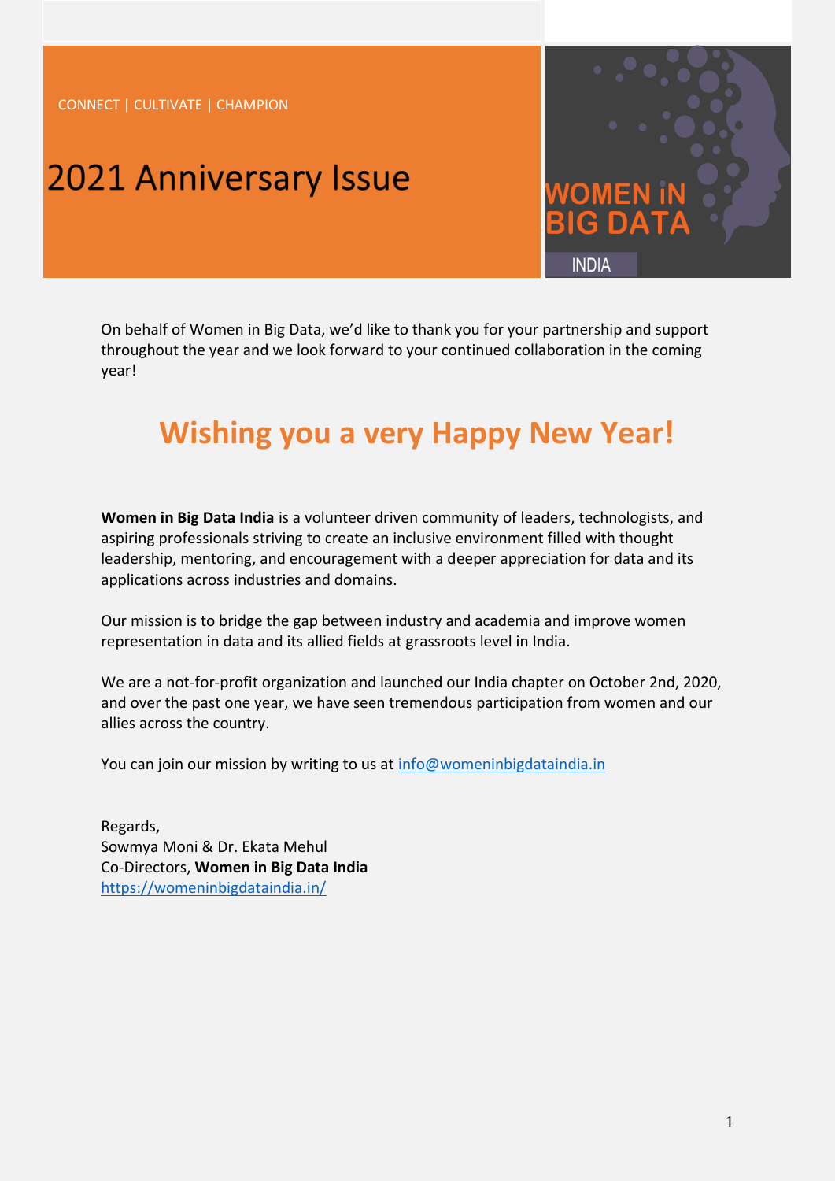CONNECT | CULTIVATE | CHAMPION

# 2021 Anniversary Issue

WOMEN iN BIG DATA

INDIA

On behalf of Women in Big Data, we'd like to thank you for your partnership and support throughout the year and we look forward to your continued collaboration in the coming year!

## Wishing you a very Happy New Year!

**Women in Big Data India** is a volunteer driven community of leaders, technologists, and aspiring professionals striving to create an inclusive environment filled with thought leadership, mentoring, and encouragement with a deeper appreciation for data and its applications across industries and domains.

Our mission is to bridge the gap between industry and academia and improve women representation in data and its allied fields at grassroots level in India.

We are a not-for-profit organization and launched our India chapter on October 2nd, 2020, and over the past one year, we have seen tremendous participation from women and our allies across the country.

You can join our mission by writing to us at info@womeninbigdataindia.in

Regards,
Sowmya Moni & Dr. Ekata Mehul
Co-Directors, **Women in Big Data India**
https://womeninbigdataindia.in/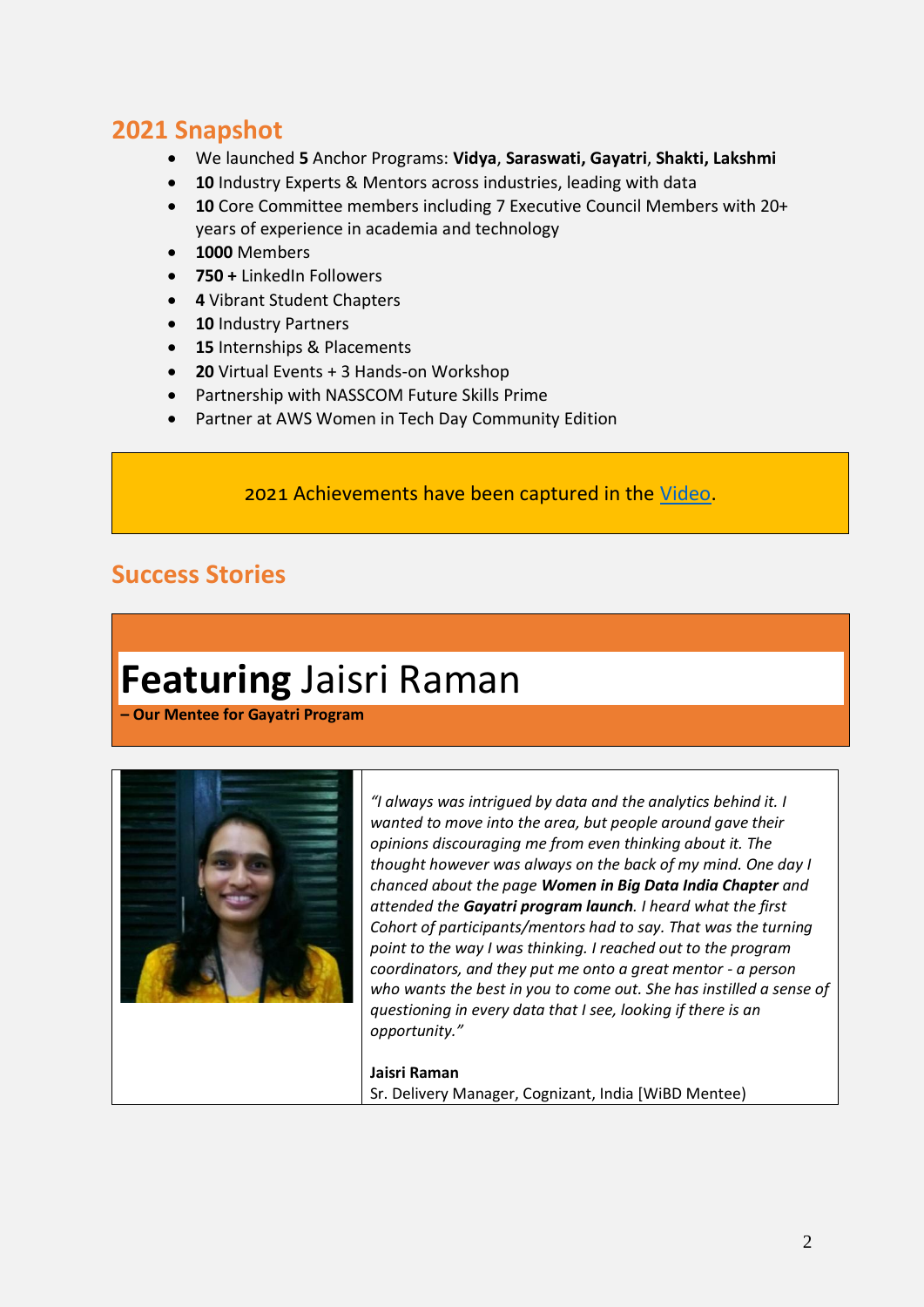## 2021 Snapshot

- We launched **5** Anchor Programs: **Vidya**, **Saraswati, Gayatri**, **Shakti, Lakshmi**
- **10** Industry Experts & Mentors across industries, leading with data
- **10** Core Committee members including 7 Executive Council Members with 20+ years of experience in academia and technology
- **1000** Members
- **750 +** LinkedIn Followers
- **4** Vibrant Student Chapters
- **10** Industry Partners
- **15** Internships & Placements
- **20** Virtual Events + 3 Hands-on Workshop
- Partnership with NASSCOM Future Skills Prime
- Partner at AWS Women in Tech Day Community Edition

2021 Achievements have been captured in the Video.

## Success Stories

# **Featuring** Jaisri Raman

**– Our Mentee for Gayatri Program**

*"I always was intrigued by data and the analytics behind it. I wanted to move into the area, but people around gave their opinions discouraging me from even thinking about it. The thought however was always on the back of my mind. One day I chanced about the page* ***Women in Big Data India Chapter*** *and attended the* ***Gayatri program launch****. I heard what the first Cohort of participants/mentors had to say. That was the turning point to the way I was thinking. I reached out to the program coordinators, and they put me onto a great mentor - a person who wants the best in you to come out. She has instilled a sense of questioning in every data that I see, looking if there is an opportunity."*

**Jaisri Raman**
Sr. Delivery Manager, Cognizant, India [WiBD Mentee]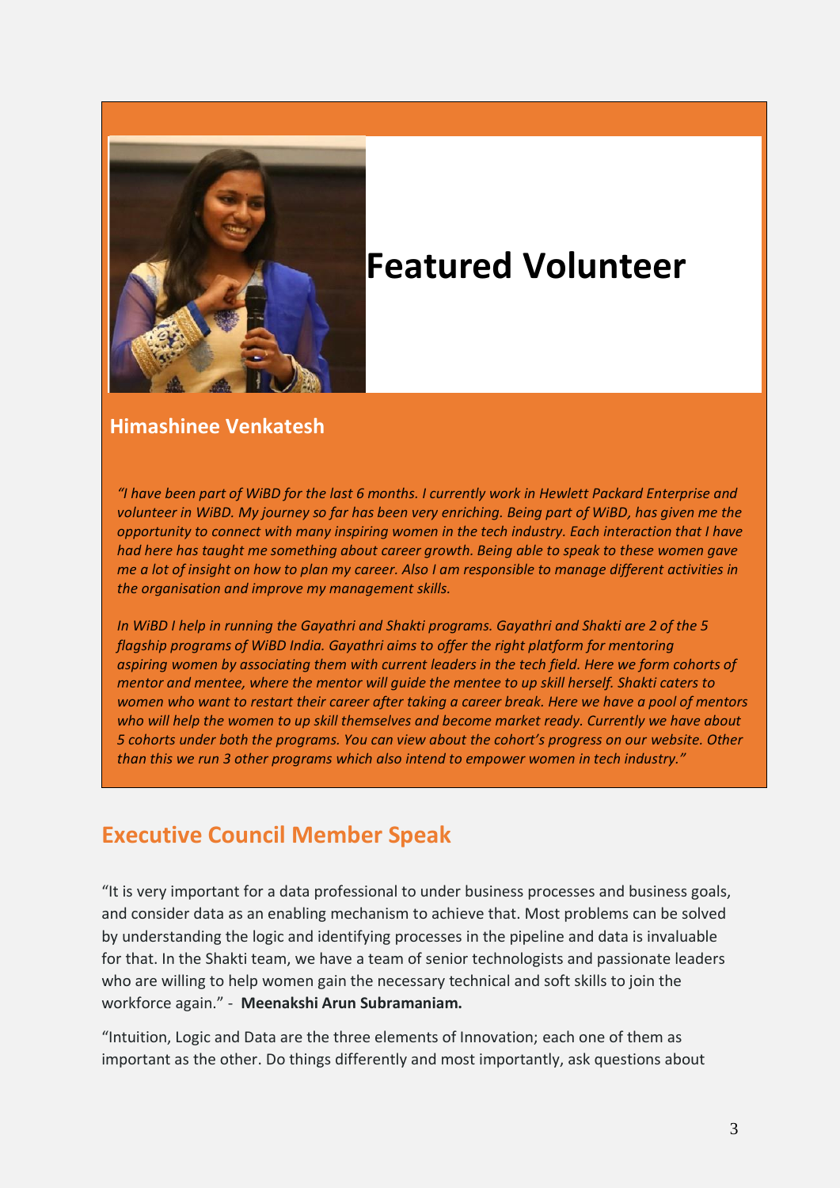# Featured Volunteer

**Himashinee Venkatesh**

*"I have been part of WiBD for the last 6 months. I currently work in Hewlett Packard Enterprise and volunteer in WiBD. My journey so far has been very enriching. Being part of WiBD, has given me the opportunity to connect with many inspiring women in the tech industry. Each interaction that I have had here has taught me something about career growth. Being able to speak to these women gave me a lot of insight on how to plan my career. Also I am responsible to manage different activities in the organisation and improve my management skills.*

*In WiBD I help in running the Gayathri and Shakti programs. Gayathri and Shakti are 2 of the 5 flagship programs of WiBD India. Gayathri aims to offer the right platform for mentoring aspiring women by associating them with current leaders in the tech field. Here we form cohorts of mentor and mentee, where the mentor will guide the mentee to up skill herself. Shakti caters to women who want to restart their career after taking a career break. Here we have a pool of mentors who will help the women to up skill themselves and become market ready. Currently we have about 5 cohorts under both the programs. You can view about the cohort's progress on our website. Other than this we run 3 other programs which also intend to empower women in tech industry."*

## Executive Council Member Speak

"It is very important for a data professional to under business processes and business goals, and consider data as an enabling mechanism to achieve that. Most problems can be solved by understanding the logic and identifying processes in the pipeline and data is invaluable for that. In the Shakti team, we have a team of senior technologists and passionate leaders who are willing to help women gain the necessary technical and soft skills to join the workforce again." - **Meenakshi Arun Subramaniam.**

"Intuition, Logic and Data are the three elements of Innovation; each one of them as important as the other. Do things differently and most importantly, ask questions about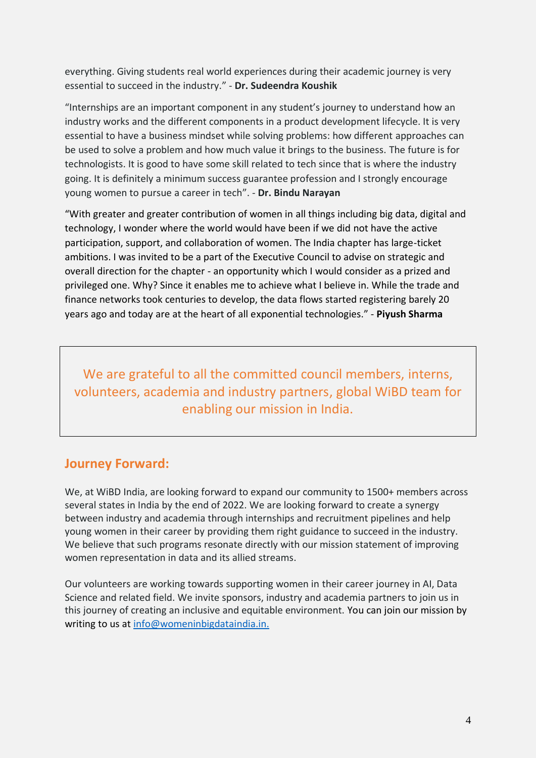everything. Giving students real world experiences during their academic journey is very essential to succeed in the industry." - **Dr. Sudeendra Koushik**

"Internships are an important component in any student's journey to understand how an industry works and the different components in a product development lifecycle. It is very essential to have a business mindset while solving problems: how different approaches can be used to solve a problem and how much value it brings to the business. The future is for technologists. It is good to have some skill related to tech since that is where the industry going. It is definitely a minimum success guarantee profession and I strongly encourage young women to pursue a career in tech". - **Dr. Bindu Narayan**

"With greater and greater contribution of women in all things including big data, digital and technology, I wonder where the world would have been if we did not have the active participation, support, and collaboration of women. The India chapter has large-ticket ambitions. I was invited to be a part of the Executive Council to advise on strategic and overall direction for the chapter - an opportunity which I would consider as a prized and privileged one. Why? Since it enables me to achieve what I believe in. While the trade and finance networks took centuries to develop, the data flows started registering barely 20 years ago and today are at the heart of all exponential technologies." - **Piyush Sharma**

> We are grateful to all the committed council members, interns, volunteers, academia and industry partners, global WiBD team for enabling our mission in India.

## Journey Forward:

We, at WiBD India, are looking forward to expand our community to 1500+ members across several states in India by the end of 2022. We are looking forward to create a synergy between industry and academia through internships and recruitment pipelines and help young women in their career by providing them right guidance to succeed in the industry. We believe that such programs resonate directly with our mission statement of improving women representation in data and its allied streams.

Our volunteers are working towards supporting women in their career journey in AI, Data Science and related field. We invite sponsors, industry and academia partners to join us in this journey of creating an inclusive and equitable environment. You can join our mission by writing to us at info@womeninbigdataindia.in.